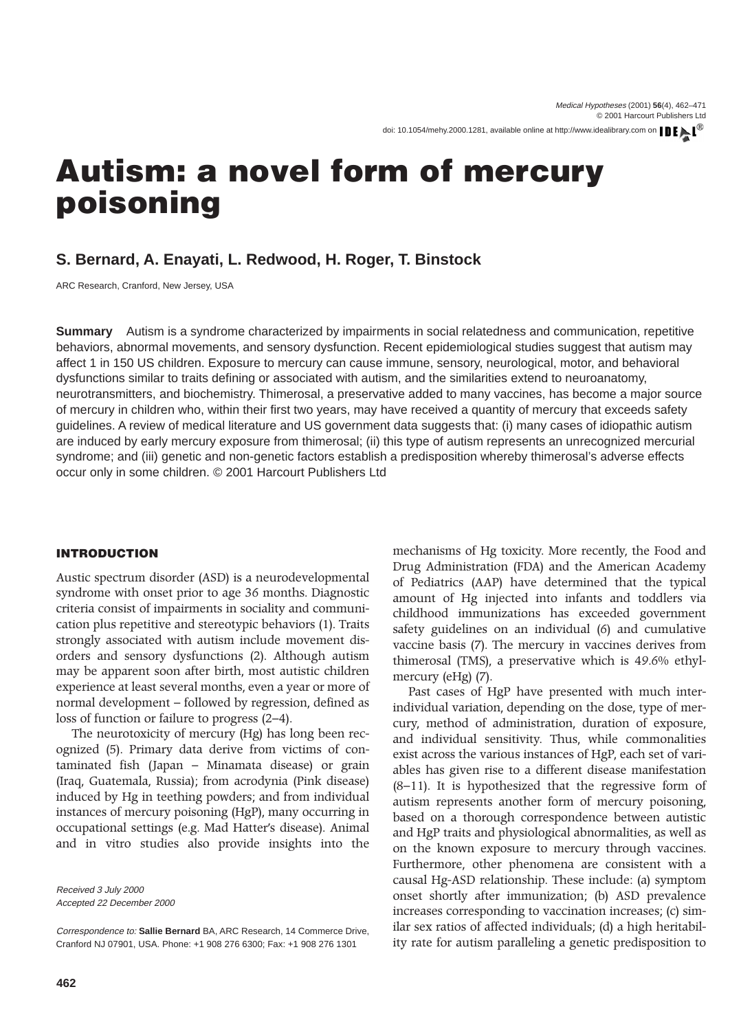# Autism: a novel form of mercury poisoning

**S. Bernard, A. Enayati, L. Redwood, H. Roger, T. Binstock**

ARC Research, Cranford, New Jersey, USA

**Summary** Autism is a syndrome characterized by impairments in social relatedness and communication, repetitive behaviors, abnormal movements, and sensory dysfunction. Recent epidemiological studies suggest that autism may affect 1 in 150 US children. Exposure to mercury can cause immune, sensory, neurological, motor, and behavioral dysfunctions similar to traits defining or associated with autism, and the similarities extend to neuroanatomy, neurotransmitters, and biochemistry. Thimerosal, a preservative added to many vaccines, has become a major source of mercury in children who, within their first two years, may have received a quantity of mercury that exceeds safety guidelines. A review of medical literature and US government data suggests that: (i) many cases of idiopathic autism are induced by early mercury exposure from thimerosal; (ii) this type of autism represents an unrecognized mercurial syndrome; and (iii) genetic and non-genetic factors establish a predisposition whereby thimerosal's adverse effects occur only in some children. © 2001 Harcourt Publishers Ltd

## INTRODUCTION

Austic spectrum disorder (ASD) is a neurodevelopmental syndrome with onset prior to age 36 months. Diagnostic criteria consist of impairments in sociality and communication plus repetitive and stereotypic behaviors (1). Traits strongly associated with autism include movement disorders and sensory dysfunctions (2). Although autism may be apparent soon after birth, most autistic children experience at least several months, even a year or more of normal development – followed by regression, defined as loss of function or failure to progress (2–4).

The neurotoxicity of mercury (Hg) has long been recognized (5). Primary data derive from victims of contaminated fish (Japan – Minamata disease) or grain (Iraq, Guatemala, Russia); from acrodynia (Pink disease) induced by Hg in teething powders; and from individual instances of mercury poisoning (HgP), many occurring in occupational settings (e.g. Mad Hatter's disease). Animal and in vitro studies also provide insights into the mechanisms of Hg toxicity. More recently, the Food and Drug Administration (FDA) and the American Academy of Pediatrics (AAP) have determined that the typical amount of Hg injected into infants and toddlers via childhood immunizations has exceeded government safety guidelines on an individual (6) and cumulative vaccine basis (7). The mercury in vaccines derives from thimerosal (TMS), a preservative which is 49.6% ethylmercury (eHg) (7).

Past cases of HgP have presented with much inter-individual variation, depending on the dose, type of mercury, method of administration, duration of exposure, and individual sensitivity. Thus, while commonalities exist across the various instances of HgP, each set of variables has given rise to a different disease manifestation (8–11). It is hypothesized that the regressive form of autism represents another form of mercury poisoning, based on a thorough correspondence between autistic and HgP traits and physiological abnormalities, as well as on the known exposure to mercury through vaccines. Furthermore, other phenomena are consistent with a causal Hg-ASD relationship. These include: (a) symptom onset shortly after immunization; (b) ASD prevalence increases corresponding to vaccination increases; (c) similar sex ratios of affected individuals; (d) a high heritability rate for autism paralleling a genetic predisposition to

*Received 3 July 2000*
*Accepted 22 December 2000*

*Correspondence to:* **Sallie Bernard** BA, ARC Research, 14 Commerce Drive, Cranford NJ 07901, USA. Phone: +1 908 276 6300; Fax: +1 908 276 1301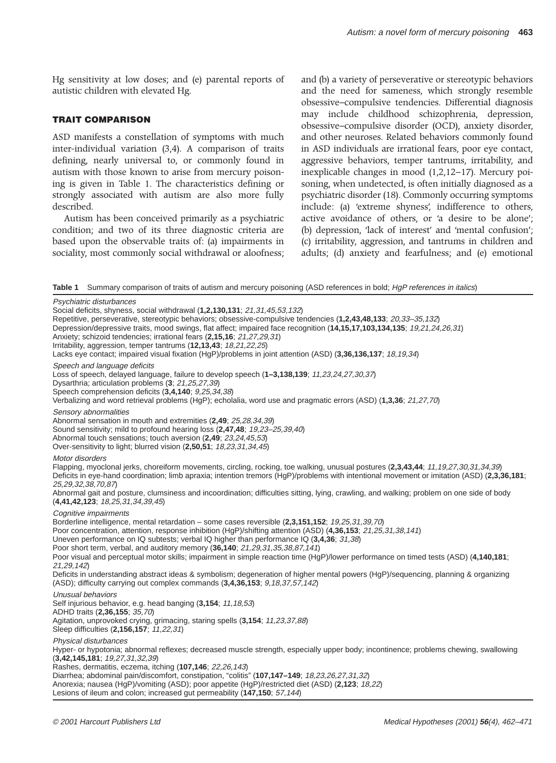Hg sensitivity at low doses; and (e) parental reports of autistic children with elevated Hg.

## TRAIT COMPARISON

ASD manifests a constellation of symptoms with much inter-individual variation (3,4). A comparison of traits defining, nearly universal to, or commonly found in autism with those known to arise from mercury poisoning is given in Table 1. The characteristics defining or strongly associated with autism are also more fully described.

Autism has been conceived primarily as a psychiatric condition; and two of its three diagnostic criteria are based upon the observable traits of: (a) impairments in sociality, most commonly social withdrawal or aloofness; and (b) a variety of perseverative or stereotypic behaviors and the need for sameness, which strongly resemble obsessive–compulsive tendencies. Differential diagnosis may include childhood schizophrenia, depression, obsessive–compulsive disorder (OCD), anxiety disorder, and other neuroses. Related behaviors commonly found in ASD individuals are irrational fears, poor eye contact, aggressive behaviors, temper tantrums, irritability, and inexplicable changes in mood (1,2,12–17). Mercury poisoning, when undetected, is often initially diagnosed as a psychiatric disorder (18). Commonly occurring symptoms include: (a) 'extreme shyness', indifference to others, active avoidance of others, or 'a desire to be alone'; (b) depression, 'lack of interest' and 'mental confusion'; (c) irritability, aggression, and tantrums in children and adults; (d) anxiety and fearfulness; and (e) emotional

**Table 1** Summary comparison of traits of autism and mercury poisoning (ASD references in bold; *HgP references in italics*)

| Trait (ASD references; *HgP references*) |
|---|
| *Psychiatric disturbances* |
| Social deficits, shyness, social withdrawal (**1,2,130,131**; *21,31,45,53,132*) |
| Repetitive, perseverative, stereotypic behaviors; obsessive-compulsive tendencies (**1,2,43,48,133**; *20,33–35,132*) |
| Depression/depressive traits, mood swings, flat affect; impaired face recognition (**14,15,17,103,134,135**; *19,21,24,26,31*) |
| Anxiety; schizoid tendencies; irrational fears (**2,15,16**; *21,27,29,31*) |
| Irritability, aggression, temper tantrums (**12,13,43**; *18,21,22,25*) |
| Lacks eye contact; impaired visual fixation (HgP)/problems in joint attention (ASD) (**3,36,136,137**; *18,19,34*) |
| *Speech and language deficits* |
| Loss of speech, delayed language, failure to develop speech (**1–3,138,139**; *11,23,24,27,30,37*) |
| Dysarthria; articulation problems (**3**; *21,25,27,39*) |
| Speech comprehension deficits (**3,4,140**; *9,25,34,38*) |
| Verbalizing and word retrieval problems (HgP); echolalia, word use and pragmatic errors (ASD) (**1,3,36**; *21,27,70*) |
| *Sensory abnormalities* |
| Abnormal sensation in mouth and extremities (**2,49**; *25,28,34,39*) |
| Sound sensitivity; mild to profound hearing loss (**2,47,48**; *19,23–25,39,40*) |
| Abnormal touch sensations; touch aversion (**2,49**; *23,24,45,53*) |
| Over-sensitivity to light; blurred vision (**2,50,51**; *18,23,31,34,45*) |
| *Motor disorders* |
| Flapping, myoclonal jerks, choreiform movements, circling, rocking, toe walking, unusual postures (**2,3,43,44**; *11,19,27,30,31,34,39*) |
| Deficits in eye-hand coordination; limb apraxia; intention tremors (HgP)/problems with intentional movement or imitation (ASD) (**2,3,36,181**; *25,29,32,38,70,87*) |
| Abnormal gait and posture, clumsiness and incoordination; difficulties sitting, lying, crawling, and walking; problem on one side of body (**4,41,42,123**; *18,25,31,34,39,45*) |
| *Cognitive impairments* |
| Borderline intelligence, mental retardation – some cases reversible (**2,3,151,152**; *19,25,31,39,70*) |
| Poor concentration, attention, response inhibition (HgP)/shifting attention (ASD) (**4,36,153**; *21,25,31,38,141*) |
| Uneven performance on IQ subtests; verbal IQ higher than performance IQ (**3,4,36**; *31,38*) |
| Poor short term, verbal, and auditory memory (**36,140**; *21,29,31,35,38,87,141*) |
| Poor visual and perceptual motor skills; impairment in simple reaction time (HgP)/lower performance on timed tests (ASD) (**4,140,181**; *21,29,142*) |
| Deficits in understanding abstract ideas & symbolism; degeneration of higher mental powers (HgP)/sequencing, planning & organizing (ASD); difficulty carrying out complex commands (**3,4,36,153**; *9,18,37,57,142*) |
| *Unusual behaviors* |
| Self injurious behavior, e.g. head banging (**3,154**; *11,18,53*) |
| ADHD traits (**2,36,155**; *35,70*) |
| Agitation, unprovoked crying, grimacing, staring spells (**3,154**; *11,23,37,88*) |
| Sleep difficulties (**2,156,157**; *11,22,31*) |
| *Physical disturbances* |
| Hyper- or hypotonia; abnormal reflexes; decreased muscle strength, especially upper body; incontinence; problems chewing, swallowing (**3,42,145,181**; *19,27,31,32,39*) |
| Rashes, dermatitis, eczema, itching (**107,146**; *22,26,143*) |
| Diarrhea; abdominal pain/discomfort, constipation, "colitis" (**107,147–149**; *18,23,26,27,31,32*) |
| Anorexia; nausea (HgP)/vomiting (ASD); poor appetite (HgP)/restricted diet (ASD) (**2,123**; *18,22*) |
| Lesions of ileum and colon; increased gut permeability (**147,150**; *57,144*) |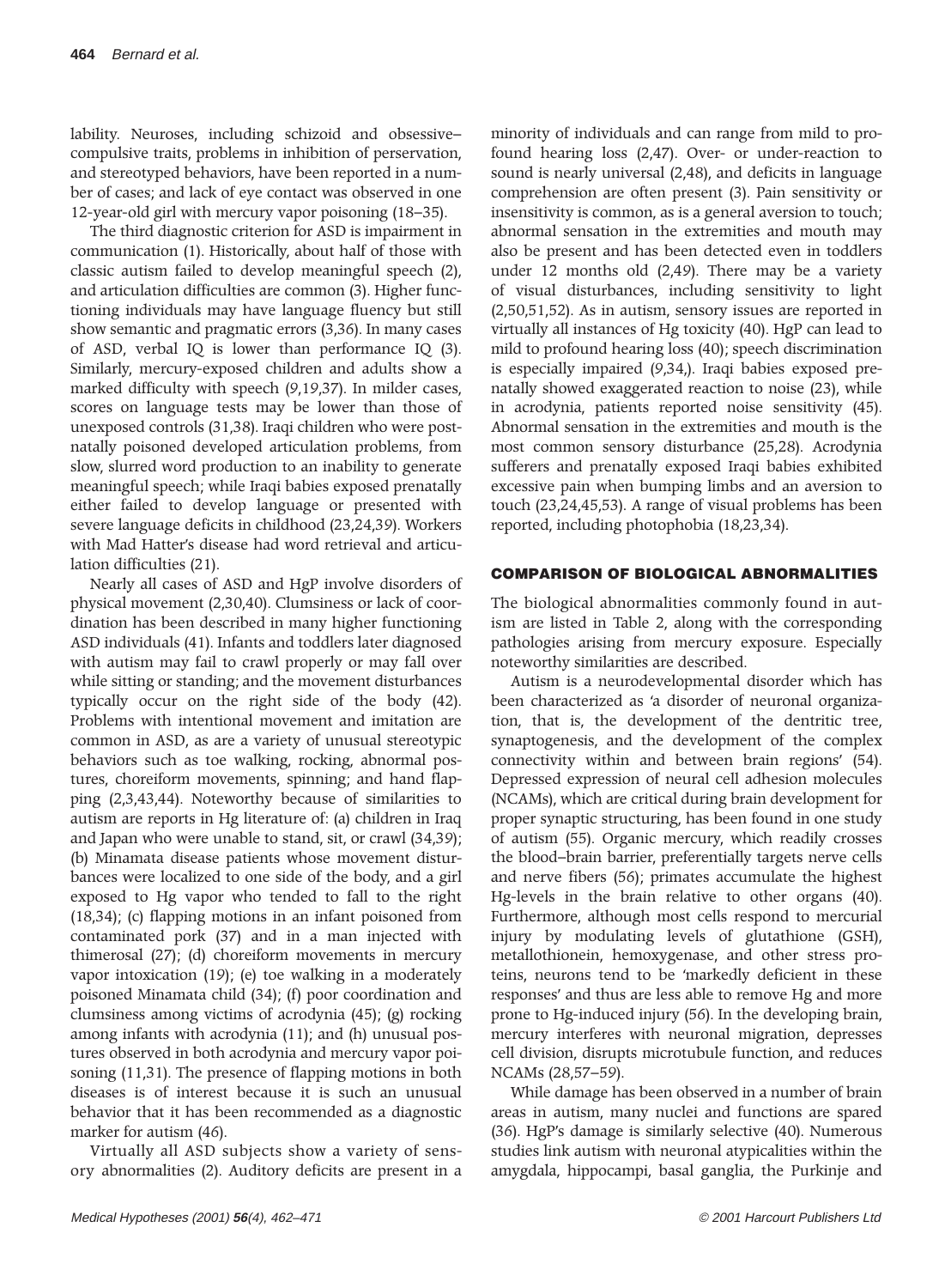lability. Neuroses, including schizoid and obsessive–compulsive traits, problems in inhibition of perseveration, and stereotyped behaviors, have been reported in a number of cases; and lack of eye contact was observed in one 12-year-old girl with mercury vapor poisoning (18–35).

The third diagnostic criterion for ASD is impairment in communication (1). Historically, about half of those with classic autism failed to develop meaningful speech (2), and articulation difficulties are common (3). Higher functioning individuals may have language fluency but still show semantic and pragmatic errors (3,36). In many cases of ASD, verbal IQ is lower than performance IQ (3). Similarly, mercury-exposed children and adults show a marked difficulty with speech (9,19,37). In milder cases, scores on language tests may be lower than those of unexposed controls (31,38). Iraqi children who were postnatally poisoned developed articulation problems, from slow, slurred word production to an inability to generate meaningful speech; while Iraqi babies exposed prenatally either failed to develop language or presented with severe language deficits in childhood (23,24,39). Workers with Mad Hatter's disease had word retrieval and articulation difficulties (21).

Nearly all cases of ASD and HgP involve disorders of physical movement (2,30,40). Clumsiness or lack of coordination has been described in many higher functioning ASD individuals (41). Infants and toddlers later diagnosed with autism may fail to crawl properly or may fall over while sitting or standing; and the movement disturbances typically occur on the right side of the body (42). Problems with intentional movement and imitation are common in ASD, as are a variety of unusual stereotypic behaviors such as toe walking, rocking, abnormal postures, choreiform movements, spinning; and hand flapping (2,3,43,44). Noteworthy because of similarities to autism are reports in Hg literature of: (a) children in Iraq and Japan who were unable to stand, sit, or crawl (34,39); (b) Minamata disease patients whose movement disturbances were localized to one side of the body, and a girl exposed to Hg vapor who tended to fall to the right (18,34); (c) flapping motions in an infant poisoned from contaminated pork (37) and in a man injected with thimerosal (27); (d) choreiform movements in mercury vapor intoxication (19); (e) toe walking in a moderately poisoned Minamata child (34); (f) poor coordination and clumsiness among victims of acrodynia (45); (g) rocking among infants with acrodynia (11); and (h) unusual postures observed in both acrodynia and mercury vapor poisoning (11,31). The presence of flapping motions in both diseases is of interest because it is such an unusual behavior that it has been recommended as a diagnostic marker for autism (46).

Virtually all ASD subjects show a variety of sensory abnormalities (2). Auditory deficits are present in a minority of individuals and can range from mild to profound hearing loss (2,47). Over- or under-reaction to sound is nearly universal (2,48), and deficits in language comprehension are often present (3). Pain sensitivity or insensitivity is common, as is a general aversion to touch; abnormal sensation in the extremities and mouth may also be present and has been detected even in toddlers under 12 months old (2,49). There may be a variety of visual disturbances, including sensitivity to light (2,50,51,52). As in autism, sensory issues are reported in virtually all instances of Hg toxicity (40). HgP can lead to mild to profound hearing loss (40); speech discrimination is especially impaired (9,34,). Iraqi babies exposed prenatally showed exaggerated reaction to noise (23), while in acrodynia, patients reported noise sensitivity (45). Abnormal sensation in the extremities and mouth is the most common sensory disturbance (25,28). Acrodynia sufferers and prenatally exposed Iraqi babies exhibited excessive pain when bumping limbs and an aversion to touch (23,24,45,53). A range of visual problems has been reported, including photophobia (18,23,34).

## COMPARISON OF BIOLOGICAL ABNORMALITIES

The biological abnormalities commonly found in autism are listed in Table 2, along with the corresponding pathologies arising from mercury exposure. Especially noteworthy similarities are described.

Autism is a neurodevelopmental disorder which has been characterized as 'a disorder of neuronal organization, that is, the development of the dentritic tree, synaptogenesis, and the development of the complex connectivity within and between brain regions' (54). Depressed expression of neural cell adhesion molecules (NCAMs), which are critical during brain development for proper synaptic structuring, has been found in one study of autism (55). Organic mercury, which readily crosses the blood–brain barrier, preferentially targets nerve cells and nerve fibers (56); primates accumulate the highest Hg-levels in the brain relative to other organs (40). Furthermore, although most cells respond to mercurial injury by modulating levels of glutathione (GSH), metallothionein, hemoxygenase, and other stress proteins, neurons tend to be 'markedly deficient in these responses' and thus are less able to remove Hg and more prone to Hg-induced injury (56). In the developing brain, mercury interferes with neuronal migration, depresses cell division, disrupts microtubule function, and reduces NCAMs (28,57–59).

While damage has been observed in a number of brain areas in autism, many nuclei and functions are spared (36). HgP's damage is similarly selective (40). Numerous studies link autism with neuronal atypicalities within the amygdala, hippocampi, basal ganglia, the Purkinje and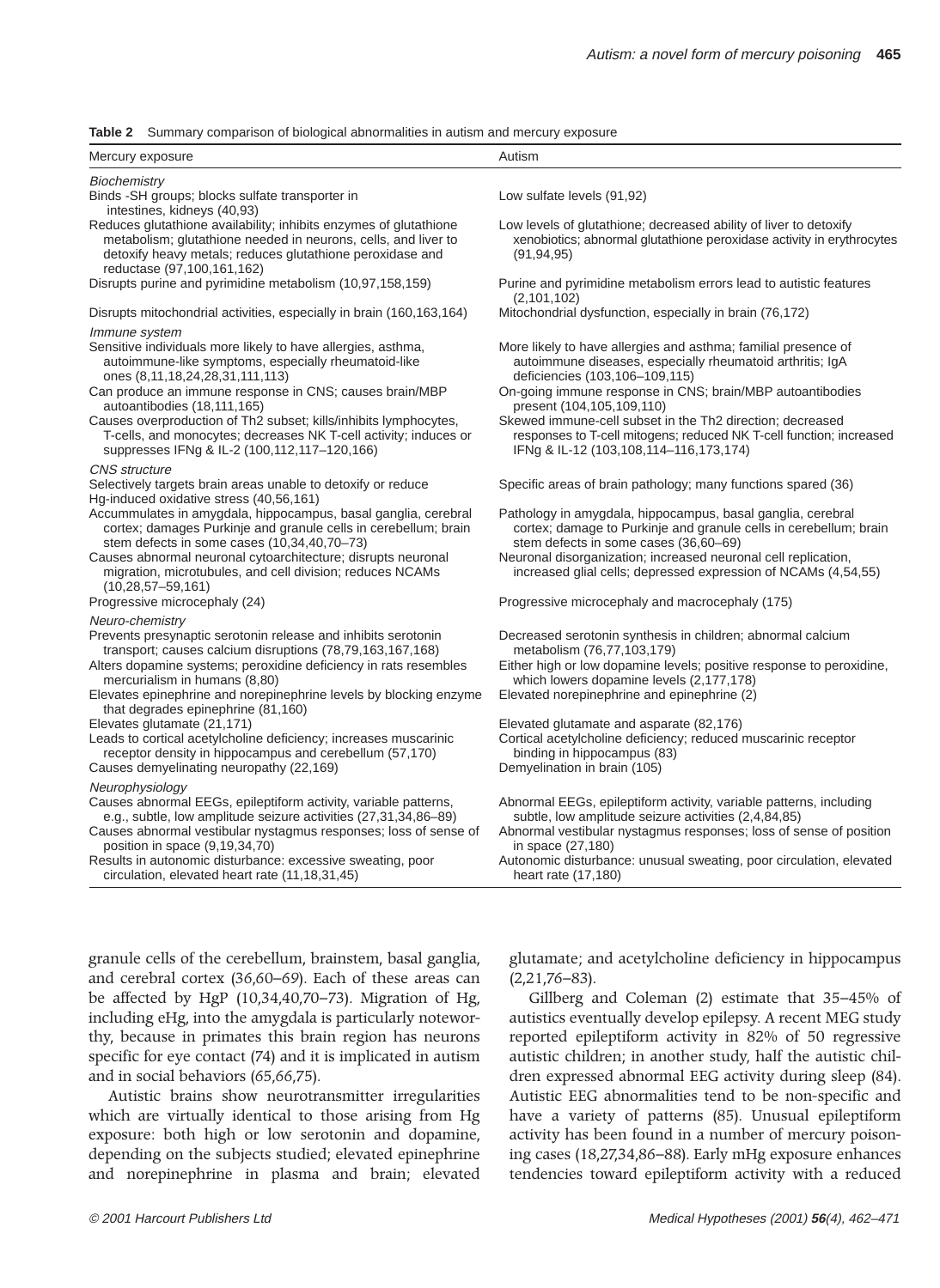**Table 2** Summary comparison of biological abnormalities in autism and mercury exposure

| Mercury exposure | Autism |
|---|---|
| *Biochemistry* | |
| Binds -SH groups; blocks sulfate transporter in intestines, kidneys (40,93) | Low sulfate levels (91,92) |
| Reduces glutathione availability; inhibits enzymes of glutathione metabolism; glutathione needed in neurons, cells, and liver to detoxify heavy metals; reduces glutathione peroxidase and reductase (97,100,161,162) | Low levels of glutathione; decreased ability of liver to detoxify xenobiotics; abnormal glutathione peroxidase activity in erythrocytes (91,94,95) |
| Disrupts purine and pyrimidine metabolism (10,97,158,159) | Purine and pyrimidine metabolism errors lead to autistic features (2,101,102) |
| Disrupts mitochondrial activities, especially in brain (160,163,164) | Mitochondrial dysfunction, especially in brain (76,172) |
| *Immune system* | |
| Sensitive individuals more likely to have allergies, asthma, autoimmune-like symptoms, especially rheumatoid-like ones (8,11,18,24,28,31,111,113) | More likely to have allergies and asthma; familial presence of autoimmune diseases, especially rheumatoid arthritis; IgA deficiencies (103,106–109,115) |
| Can produce an immune response in CNS; causes brain/MBP autoantibodies (18,111,165) | On-going immune response in CNS; brain/MBP autoantibodies present (104,105,109,110) |
| Causes overproduction of Th2 subset; kills/inhibits lymphocytes, T-cells, and monocytes; decreases NK T-cell activity; induces or suppresses IFNg & IL-2 (100,112,117–120,166) | Skewed immune-cell subset in the Th2 direction; decreased responses to T-cell mitogens; reduced NK T-cell function; increased IFNg & IL-12 (103,108,114–116,173,174) |
| *CNS structure* | |
| Selectively targets brain areas unable to detoxify or reduce Hg-induced oxidative stress (40,56,161) | Specific areas of brain pathology; many functions spared (36) |
| Accummulates in amygdala, hippocampus, basal ganglia, cerebral cortex; damages Purkinje and granule cells in cerebellum; brain stem defects in some cases (10,34,40,70–73) | Pathology in amygdala, hippocampus, basal ganglia, cerebral cortex; damage to Purkinje and granule cells in cerebellum; brain stem defects in some cases (36,60–69) |
| Causes abnormal neuronal cytoarchitecture; disrupts neuronal migration, microtubules, and cell division; reduces NCAMs (10,28,57–59,161) | Neuronal disorganization; increased neuronal cell replication, increased glial cells; depressed expression of NCAMs (4,54,55) |
| Progressive microcephaly (24) | Progressive microcephaly and macrocephaly (175) |
| *Neuro-chemistry* | |
| Prevents presynaptic serotonin release and inhibits serotonin transport; causes calcium disruptions (78,79,163,167,168) | Decreased serotonin synthesis in children; abnormal calcium metabolism (76,77,103,179) |
| Alters dopamine systems; peroxidine deficiency in rats resembles mercurialism in humans (8,80) | Either high or low dopamine levels; positive response to peroxidine, which lowers dopamine levels (2,177,178) |
| Elevates epinephrine and norepinephrine levels by blocking enzyme that degrades epinephrine (81,160) | Elevated norepinephrine and epinephrine (2) |
| Elevates glutamate (21,171) | Elevated glutamate and asparate (82,176) |
| Leads to cortical acetylcholine deficiency; increases muscarinic receptor density in hippocampus and cerebellum (57,170) | Cortical acetylcholine deficiency; reduced muscarinic receptor binding in hippocampus (83) |
| Causes demyelinating neuropathy (22,169) | Demyelination in brain (105) |
| *Neurophysiology* | |
| Causes abnormal EEGs, epileptiform activity, variable patterns, e.g., subtle, low amplitude seizure activities (27,31,34,86–89) | Abnormal EEGs, epileptiform activity, variable patterns, including subtle, low amplitude seizure activities (2,4,84,85) |
| Causes abnormal vestibular nystagmus responses; loss of sense of position in space (9,19,34,70) | Abnormal vestibular nystagmus responses; loss of sense of position in space (27,180) |
| Results in autonomic disturbance: excessive sweating, poor circulation, elevated heart rate (11,18,31,45) | Autonomic disturbance: unusual sweating, poor circulation, elevated heart rate (17,180) |

granule cells of the cerebellum, brainstem, basal ganglia, and cerebral cortex (36,60–69). Each of these areas can be affected by HgP (10,34,40,70–73). Migration of Hg, including eHg, into the amygdala is particularly noteworthy, because in primates this brain region has neurons specific for eye contact (74) and it is implicated in autism and in social behaviors (65,66,75).

Autistic brains show neurotransmitter irregularities which are virtually identical to those arising from Hg exposure: both high or low serotonin and dopamine, depending on the subjects studied; elevated epinephrine and norepinephrine in plasma and brain; elevated glutamate; and acetylcholine deficiency in hippocampus (2,21,76–83).

Gillberg and Coleman (2) estimate that 35–45% of autistics eventually develop epilepsy. A recent MEG study reported epileptiform activity in 82% of 50 regressive autistic children; in another study, half the autistic children expressed abnormal EEG activity during sleep (84). Autistic EEG abnormalities tend to be non-specific and have a variety of patterns (85). Unusual epileptiform activity has been found in a number of mercury poisoning cases (18,27,34,86–88). Early mHg exposure enhances tendencies toward epileptiform activity with a reduced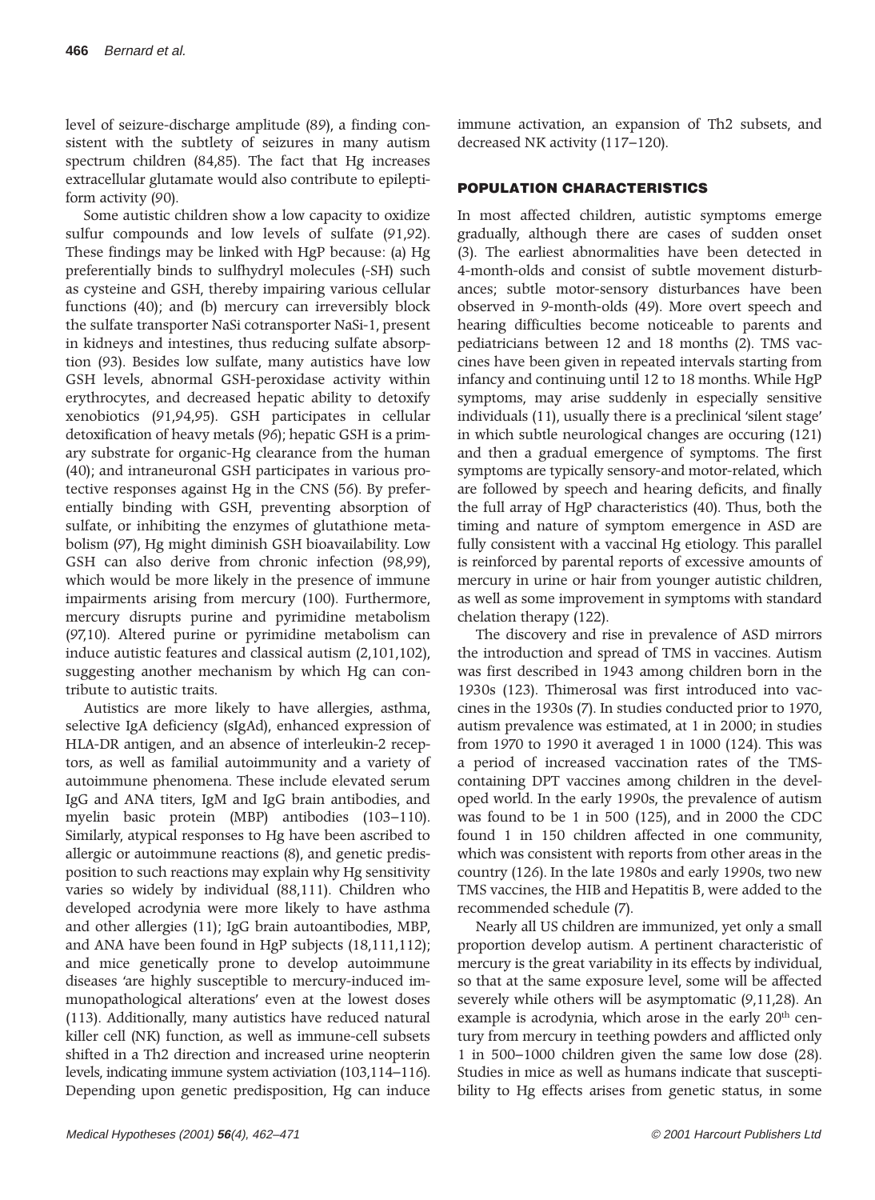level of seizure-discharge amplitude (89), a finding consistent with the subtlety of seizures in many autism spectrum children (84,85). The fact that Hg increases extracellular glutamate would also contribute to epileptiform activity (90).

Some autistic children show a low capacity to oxidize sulfur compounds and low levels of sulfate (91,92). These findings may be linked with HgP because: (a) Hg preferentially binds to sulfhydryl molecules (-SH) such as cysteine and GSH, thereby impairing various cellular functions (40); and (b) mercury can irreversibly block the sulfate transporter NaSi cotransporter NaSi-1, present in kidneys and intestines, thus reducing sulfate absorption (93). Besides low sulfate, many autistics have low GSH levels, abnormal GSH-peroxidase activity within erythrocytes, and decreased hepatic ability to detoxify xenobiotics (91,94,95). GSH participates in cellular detoxification of heavy metals (96); hepatic GSH is a primary substrate for organic-Hg clearance from the human (40); and intraneuronal GSH participates in various protective responses against Hg in the CNS (56). By preferentially binding with GSH, preventing absorption of sulfate, or inhibiting the enzymes of glutathione metabolism (97), Hg might diminish GSH bioavailability. Low GSH can also derive from chronic infection (98,99), which would be more likely in the presence of immune impairments arising from mercury (100). Furthermore, mercury disrupts purine and pyrimidine metabolism (97,10). Altered purine or pyrimidine metabolism can induce autistic features and classical autism (2,101,102), suggesting another mechanism by which Hg can contribute to autistic traits.

Autistics are more likely to have allergies, asthma, selective IgA deficiency (sIgAd), enhanced expression of HLA-DR antigen, and an absence of interleukin-2 receptors, as well as familial autoimmunity and a variety of autoimmune phenomena. These include elevated serum IgG and ANA titers, IgM and IgG brain antibodies, and myelin basic protein (MBP) antibodies (103–110). Similarly, atypical responses to Hg have been ascribed to allergic or autoimmune reactions (8), and genetic predisposition to such reactions may explain why Hg sensitivity varies so widely by individual (88,111). Children who developed acrodynia were more likely to have asthma and other allergies (11); IgG brain autoantibodies, MBP, and ANA have been found in HgP subjects (18,111,112); and mice genetically prone to develop autoimmune diseases 'are highly susceptible to mercury-induced immunopathological alterations' even at the lowest doses (113). Additionally, many autistics have reduced natural killer cell (NK) function, as well as immune-cell subsets shifted in a Th2 direction and increased urine neopterin levels, indicating immune system activiation (103,114–116). Depending upon genetic predisposition, Hg can induce immune activation, an expansion of Th2 subsets, and decreased NK activity (117–120).

## POPULATION CHARACTERISTICS

In most affected children, autistic symptoms emerge gradually, although there are cases of sudden onset (3). The earliest abnormalities have been detected in 4-month-olds and consist of subtle movement disturbances; subtle motor-sensory disturbances have been observed in 9-month-olds (49). More overt speech and hearing difficulties become noticeable to parents and pediatricians between 12 and 18 months (2). TMS vaccines have been given in repeated intervals starting from infancy and continuing until 12 to 18 months. While HgP symptoms, may arise suddenly in especially sensitive individuals (11), usually there is a preclinical 'silent stage' in which subtle neurological changes are occuring (121) and then a gradual emergence of symptoms. The first symptoms are typically sensory-and motor-related, which are followed by speech and hearing deficits, and finally the full array of HgP characteristics (40). Thus, both the timing and nature of symptom emergence in ASD are fully consistent with a vaccinal Hg etiology. This parallel is reinforced by parental reports of excessive amounts of mercury in urine or hair from younger autistic children, as well as some improvement in symptoms with standard chelation therapy (122).

The discovery and rise in prevalence of ASD mirrors the introduction and spread of TMS in vaccines. Autism was first described in 1943 among children born in the 1930s (123). Thimerosal was first introduced into vaccines in the 1930s (7). In studies conducted prior to 1970, autism prevalence was estimated, at 1 in 2000; in studies from 1970 to 1990 it averaged 1 in 1000 (124). This was a period of increased vaccination rates of the TMS-containing DPT vaccines among children in the developed world. In the early 1990s, the prevalence of autism was found to be 1 in 500 (125), and in 2000 the CDC found 1 in 150 children affected in one community, which was consistent with reports from other areas in the country (126). In the late 1980s and early 1990s, two new TMS vaccines, the HIB and Hepatitis B, were added to the recommended schedule (7).

Nearly all US children are immunized, yet only a small proportion develop autism. A pertinent characteristic of mercury is the great variability in its effects by individual, so that at the same exposure level, some will be affected severely while others will be asymptomatic (9,11,28). An example is acrodynia, which arose in the early 20th century from mercury in teething powders and afflicted only 1 in 500–1000 children given the same low dose (28). Studies in mice as well as humans indicate that susceptibility to Hg effects arises from genetic status, in some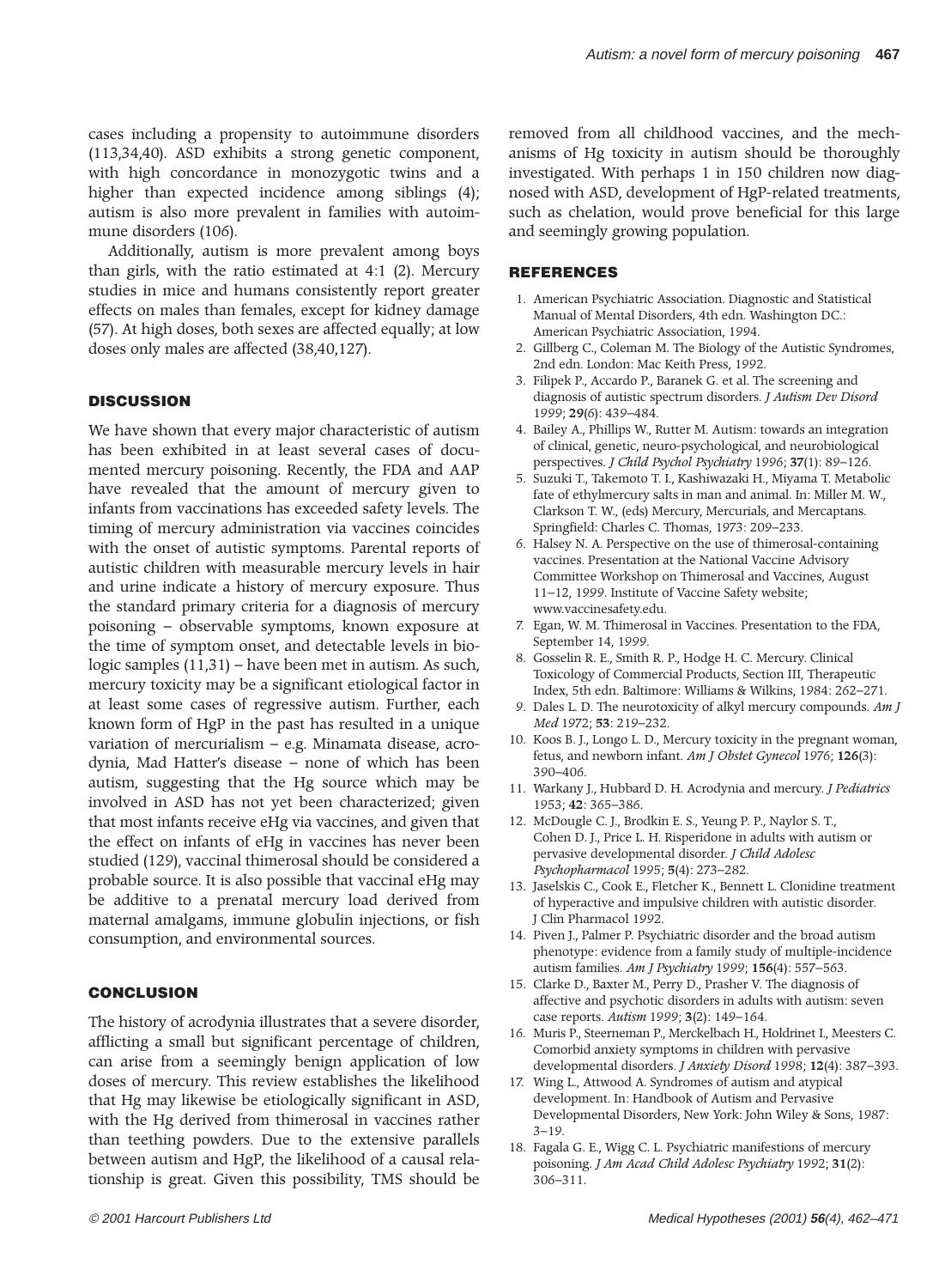cases including a propensity to autoimmune disorders (113,34,40). ASD exhibits a strong genetic component, with high concordance in monozygotic twins and a higher than expected incidence among siblings (4); autism is also more prevalent in families with autoimmune disorders (106).

Additionally, autism is more prevalent among boys than girls, with the ratio estimated at 4:1 (2). Mercury studies in mice and humans consistently report greater effects on males than females, except for kidney damage (57). At high doses, both sexes are affected equally; at low doses only males are affected (38,40,127).

## DISCUSSION

We have shown that every major characteristic of autism has been exhibited in at least several cases of documented mercury poisoning. Recently, the FDA and AAP have revealed that the amount of mercury given to infants from vaccinations has exceeded safety levels. The timing of mercury administration via vaccines coincides with the onset of autistic symptoms. Parental reports of autistic children with measurable mercury levels in hair and urine indicate a history of mercury exposure. Thus the standard primary criteria for a diagnosis of mercury poisoning – observable symptoms, known exposure at the time of symptom onset, and detectable levels in biologic samples (11,31) – have been met in autism. As such, mercury toxicity may be a significant etiological factor in at least some cases of regressive autism. Further, each known form of HgP in the past has resulted in a unique variation of mercurialism – e.g. Minamata disease, acrodynia, Mad Hatter's disease – none of which has been autism, suggesting that the Hg source which may be involved in ASD has not yet been characterized; given that most infants receive eHg via vaccines, and given that the effect on infants of eHg in vaccines has never been studied (129), vaccinal thimerosal should be considered a probable source. It is also possible that vaccinal eHg may be additive to a prenatal mercury load derived from maternal amalgams, immune globulin injections, or fish consumption, and environmental sources.

## CONCLUSION

The history of acrodynia illustrates that a severe disorder, afflicting a small but significant percentage of children, can arise from a seemingly benign application of low doses of mercury. This review establishes the likelihood that Hg may likewise be etiologically significant in ASD, with the Hg derived from thimerosal in vaccines rather than teething powders. Due to the extensive parallels between autism and HgP, the likelihood of a causal relationship is great. Given this possibility, TMS should be removed from all childhood vaccines, and the mechanisms of Hg toxicity in autism should be thoroughly investigated. With perhaps 1 in 150 children now diagnosed with ASD, development of HgP-related treatments, such as chelation, would prove beneficial for this large and seemingly growing population.

## REFERENCES

1. American Psychiatric Association. Diagnostic and Statistical Manual of Mental Disorders, 4th edn. Washington DC.: American Psychiatric Association, 1994.
2. Gillberg C., Coleman M. The Biology of the Autistic Syndromes, 2nd edn. London: Mac Keith Press, 1992.
3. Filipek P., Accardo P., Baranek G. et al. The screening and diagnosis of autistic spectrum disorders. *J Autism Dev Disord* 1999; **29**(6): 439–484.
4. Bailey A., Phillips W., Rutter M. Autism: towards an integration of clinical, genetic, neuro-psychological, and neurobiological perspectives. *J Child Psychol Psychiatry* 1996; **37**(1): 89–126.
5. Suzuki T., Takemoto T. I., Kashiwazaki H., Miyama T. Metabolic fate of ethylmercury salts in man and animal. In: Miller M. W., Clarkson T. W., (eds) Mercury, Mercurials, and Mercaptans. Springfield: Charles C. Thomas, 1973: 209–233.
6. Halsey N. A. Perspective on the use of thimerosal-containing vaccines. Presentation at the National Vaccine Advisory Committee Workshop on Thimerosal and Vaccines, August 11–12, 1999. Institute of Vaccine Safety website; www.vaccinesafety.edu.
7. Egan, W. M. Thimerosal in Vaccines. Presentation to the FDA, September 14, 1999.
8. Gosselin R. E., Smith R. P., Hodge H. C. Mercury. Clinical Toxicology of Commercial Products, Section III, Therapeutic Index, 5th edn. Baltimore: Williams & Wilkins, 1984: 262–271.
9. Dales L. D. The neurotoxicity of alkyl mercury compounds. *Am J Med* 1972; **53**: 219–232.
10. Koos B. J., Longo L. D., Mercury toxicity in the pregnant woman, fetus, and newborn infant. *Am J Obstet Gynecol* 1976; **126**(3): 390–406.
11. Warkany J., Hubbard D. H. Acrodynia and mercury. *J Pediatrics* 1953; **42**: 365–386.
12. McDougle C. J., Brodkin E. S., Yeung P. P., Naylor S. T., Cohen D. J., Price L. H. Risperidone in adults with autism or pervasive developmental disorder. *J Child Adolesc Psychopharmacol* 1995; **5**(4): 273–282.
13. Jaselskis C., Cook E., Fletcher K., Bennett L. Clonidine treatment of hyperactive and impulsive children with autistic disorder. J Clin Pharmacol 1992.
14. Piven J., Palmer P. Psychiatric disorder and the broad autism phenotype: evidence from a family study of multiple-incidence autism families. *Am J Psychiatry* 1999; **156**(4): 557–563.
15. Clarke D., Baxter M., Perry D., Prasher V. The diagnosis of affective and psychotic disorders in adults with autism: seven case reports. *Autism* 1999; **3**(2): 149–164.
16. Muris P., Steerneman P., Merckelbach H., Holdrinet I., Meesters C. Comorbid anxiety symptoms in children with pervasive developmental disorders. *J Anxiety Disord* 1998; **12**(4): 387–393.
17. Wing L., Attwood A. Syndromes of autism and atypical development. In: Handbook of Autism and Pervasive Developmental Disorders, New York: John Wiley & Sons, 1987: 3–19.
18. Fagala G. E., Wigg C. L. Psychiatric manifestions of mercury poisoning. *J Am Acad Child Adolesc Psychiatry* 1992; **31**(2): 306–311.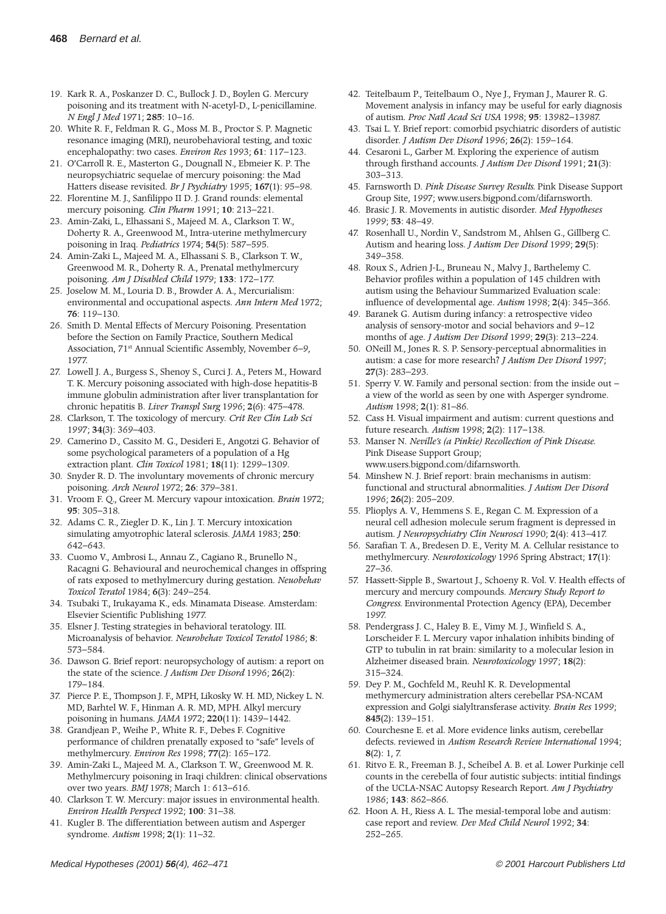19. Kark R. A., Poskanzer D. C., Bullock J. D., Boylen G. Mercury poisoning and its treatment with N-acetyl-D., L-penicillamine. *N Engl J Med* 1971; **285**: 10–16.
20. White R. F., Feldman R. G., Moss M. B., Proctor S. P. Magnetic resonance imaging (MRI), neurobehavioral testing, and toxic encephalopathy: two cases. *Environ Res* 1993; **61**: 117–123.
21. O'Carroll R. E., Masterton G., Dougnall N., Ebmeier K. P. The neuropsychiatric sequelae of mercury poisoning: the Mad Hatters disease revisited. *Br J Psychiatry* 1995; **167**(1): 95–98.
22. Florentine M. J., Sanfilippo II D. J. Grand rounds: elemental mercury poisoning. *Clin Pharm* 1991; **10**: 213–221.
23. Amin-Zaki, L., Elhassani S., Majeed M. A., Clarkson T. W., Doherty R. A., Greenwood M., Intra-uterine methylmercury poisoning in Iraq. *Pediatrics* 1974; **54**(5): 587–595.
24. Amin-Zaki L., Majeed M. A., Elhassani S. B., Clarkson T. W., Greenwood M. R., Doherty R. A., Prenatal methylmercury poisoning. *Am J Disabled Child* 1979; **133**: 172–177.
25. Joselow M. M., Louria D. B., Browder A. A., Mercurialism: environmental and occupational aspects. *Ann Intern Med* 1972; **76**: 119–130.
26. Smith D. Mental Effects of Mercury Poisoning. Presentation before the Section on Family Practice, Southern Medical Association, 71st Annual Scientific Assembly, November 6–9, 1977.
27. Lowell J. A., Burgess S., Shenoy S., Curci J. A., Peters M., Howard T. K. Mercury poisoning associated with high-dose hepatitis-B immune globulin administration after liver transplantation for chronic hepatitis B. *Liver Transpl Surg* 1996; **2**(6): 475–478.
28. Clarkson, T. The toxicology of mercury. *Crit Rev Clin Lab Sci* 1997; **34**(3): 369–403.
29. Camerino D., Cassito M. G., Desideri E., Angotzi G. Behavior of some psychological parameters of a population of a Hg extraction plant. *Clin Toxicol* 1981; **18**(11): 1299–1309.
30. Snyder R. D. The involuntary movements of chronic mercury poisoning. *Arch Neurol* 1972; **26**: 379–381.
31. Vroom F. Q., Greer M. Mercury vapour intoxication. *Brain* 1972; **95**: 305–318.
32. Adams C. R., Ziegler D. K., Lin J. T. Mercury intoxication simulating amyotrophic lateral sclerosis. *JAMA* 1983; **250**: 642–643.
33. Cuomo V., Ambrosi L., Annau Z., Cagiano R., Brunello N., Racagni G. Behavioural and neurochemical changes in offspring of rats exposed to methylmercury during gestation. *Neuobehav Toxicol Teratol* 1984; **6**(3): 249–254.
34. Tsubaki T., Irukayama K., eds. Minamata Disease. Amsterdam: Elsevier Scientific Publishing 1977.
35. Elsner J. Testing strategies in behavioral teratology. III. Microanalysis of behavior. *Neurobehav Toxicol Teratol* 1986; **8**: 573–584.
36. Dawson G. Brief report: neuropsychology of autism: a report on the state of the science. *J Autism Dev Disord* 1996; **26**(2): 179–184.
37. Pierce P. E., Thompson J. F., MPH, Likosky W. H. MD, Nickey L. N. MD, Barhtel W. F., Hinman A. R. MD, MPH. Alkyl mercury poisoning in humans. *JAMA* 1972; **220**(11): 1439–1442.
38. Grandjean P., Weihe P., White R. F., Debes F. Cognitive performance of children prenatally exposed to "safe" levels of methylmercury. *Environ Res* 1998; **77**(2): 165–172.
39. Amin-Zaki L., Majeed M. A., Clarkson T. W., Greenwood M. R. Methylmercury poisoning in Iraqi children: clinical observations over two years. *BMJ* 1978; March 1: 613–616.
40. Clarkson T. W. Mercury: major issues in environmental health. *Environ Health Perspect* 1992; **100**: 31–38.
41. Kugler B. The differentiation between autism and Asperger syndrome. *Autism* 1998; **2**(1): 11–32.
42. Teitelbaum P., Teitelbaum O., Nye J., Fryman J., Maurer R. G. Movement analysis in infancy may be useful for early diagnosis of autism. *Proc Natl Acad Sci USA* 1998; **95**: 13982–13987.
43. Tsai L. Y. Brief report: comorbid psychiatric disorders of autistic disorder. *J Autism Dev Disord* 1996; **26**(2): 159–164.
44. Cesaroni L., Garber M. Exploring the experience of autism through firsthand accounts. *J Autism Dev Disord* 1991; **21**(3): 303–313.
45. Farnsworth D. *Pink Disease Survey Results.* Pink Disease Support Group Site, 1997; www.users.bigpond.com/difarnsworth.
46. Brasic J. R. Movements in autistic disorder. *Med Hypotheses* 1999; **53**: 48–49.
47. Rosenhall U., Nordin V., Sandstrom M., Ahlsen G., Gillberg C. Autism and hearing loss. *J Autism Dev Disord* 1999; **29**(5): 349–358.
48. Roux S., Adrien J-L., Bruneau N., Malvy J., Barthelemy C. Behavior profiles within a population of 145 children with autism using the Behaviour Summarized Evaluation scale: influence of developmental age. *Autism* 1998; **2**(4): 345–366.
49. Baranek G. Autism during infancy: a retrospective video analysis of sensory-motor and social behaviors and 9–12 months of age. *J Autism Dev Disord* 1999; **29**(3): 213–224.
50. ONeill M., Jones R. S. P. Sensory-perceptual abnormalities in autism: a case for more research? *J Autism Dev Disord* 1997; **27**(3): 283–293.
51. Sperry V. W. Family and personal section: from the inside out – a view of the world as seen by one with Asperger syndrome. *Autism* 1998; **2**(1): 81–86.
52. Cass H. Visual impairment and autism: current questions and future research. *Autism* 1998; **2**(2): 117–138.
53. Manser N. *Neville's (a Pinkie) Recollection of Pink Disease.* Pink Disease Support Group; www.users.bigpond.com/difarnsworth.
54. Minshew N. J. Brief report: brain mechanisms in autism: functional and structural abnormalities. *J Autism Dev Disord* 1996; **26**(2): 205–209.
55. Plioplys A. V., Hemmens S. E., Regan C. M. Expression of a neural cell adhesion molecule serum fragment is depressed in autism. *J Neuropsychiatry Clin Neurosci* 1990; **2**(4): 413–417.
56. Sarafian T. A., Bredesen D. E., Verity M. A. Cellular resistance to methylmercury. *Neurotoxicology* 1996 Spring Abstract; **17**(1): 27–36.
57. Hassett-Sipple B., Swartout J., Schoeny R. Vol. V. Health effects of mercury and mercury compounds. *Mercury Study Report to Congress.* Environmental Protection Agency (EPA), December 1997.
58. Pendergrass J. C., Haley B. E., Vimy M. J., Winfield S. A., Lorscheider F. L. Mercury vapor inhalation inhibits binding of GTP to tubulin in rat brain: similarity to a molecular lesion in Alzheimer diseased brain. *Neurotoxicology* 1997; **18**(2): 315–324.
59. Dey P. M., Gochfeld M., Reuhl K. R. Developmental methymercury administration alters cerebellar PSA-NCAM expression and Golgi sialyltransferase activity. *Brain Res* 1999; **845**(2): 139–151.
60. Courchesne E. et al. More evidence links autism, cerebellar defects. reviewed in *Autism Research Review International* 1994; **8**(2): 1, 7.
61. Ritvo E. R., Freeman B. J., Scheibel A. B. et al. Lower Purkinje cell counts in the cerebella of four autistic subjects: intitial findings of the UCLA-NSAC Autopsy Research Report. *Am J Psychiatry* 1986; **143**: 862–866.
62. Hoon A. H., Riess A. L. The mesial-temporal lobe and autism: case report and review. *Dev Med Child Neurol* 1992; **34**: 252–265.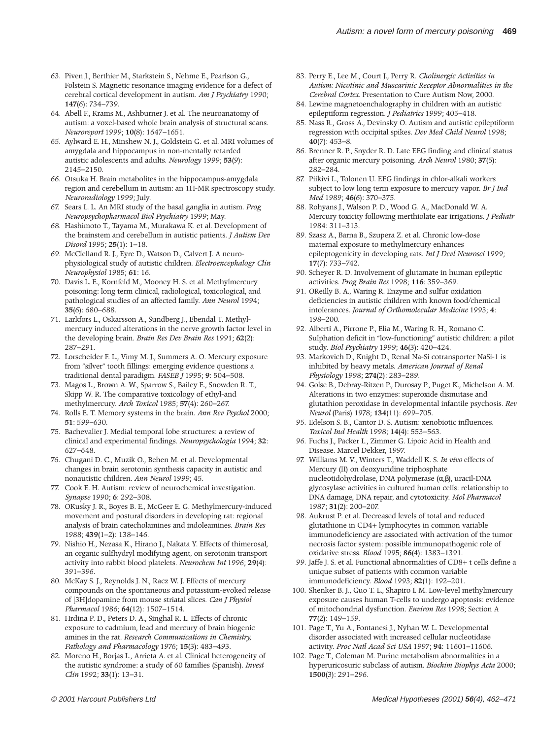63. Piven J., Berthier M., Starkstein S., Nehme E., Pearlson G., Folstein S. Magnetic resonance imaging evidence for a defect of cerebral cortical development in autism. *Am J Psychiatry* 1990; **147**(6): 734–739.
64. Abell F., Krams M., Ashburner J. et al. The neuroanatomy of autism: a voxel-based whole brain analysis of structural scans. *Neuroreport* 1999; **10**(8): 1647–1651.
65. Aylward E. H., Minshew N. J., Goldstein G. et al. MRI volumes of amygdala and hippocampus in non-mentally retarded autistic adolescents and adults. *Neurology* 1999; **53**(9): 2145–2150.
66. Otsuka H. Brain metabolites in the hippocampus-amygdala region and cerebellum in autism: an 1H-MR spectroscopy study. *Neuroradiology* 1999; July.
67. Sears L. L. An MRI study of the basal ganglia in autism. *Prog Neuropsychopharmacol Biol Psychiatry* 1999; May.
68. Hashimoto T., Tayama M., Murakawa K. et al. Development of the brainstem and cerebellum in autistic patients. *J Autism Dev Disord* 1995; **25**(1): 1–18.
69. McClelland R. J., Eyre D., Watson D., Calvert J. A neurophysiological study of autistic children. *Electroencephalogr Clin Neurophysiol* 1985; **61**: 16.
70. Davis L. E., Kornfeld M., Mooney H. S. et al. Methylmercury poisoning: long term clinical, radiological, toxicological, and pathological studies of an affected family. *Ann Neurol* 1994; **35**(6): 680–688.
71. Larkfors L., Oskarsson A., Sundberg J., Ebendal T. Methylmercury induced alterations in the nerve growth factor level in the developing brain. *Brain Res Dev Brain Res* 1991; **62**(2): 287–291.
72. Lorscheider F. L., Vimy M. J., Summers A. O. Mercury exposure from "silver" tooth fillings: emerging evidence questions a traditional dental paradigm. *FASEB J* 1995; **9**: 504–508.
73. Magos L., Brown A. W., Sparrow S., Bailey E., Snowden R. T., Skipp W. R. The comparative toxicology of ethyl-and methylmercury. *Arch Toxicol* 1985; **57**(4): 260–267.
74. Rolls E. T. Memory systems in the brain. *Ann Rev Psychol* 2000; **51**: 599–630.
75. Bachevalier J. Medial temporal lobe structures: a review of clinical and experimental findings. *Neuropsychologia* 1994; **32**: 627–648.
76. Chugani D. C., Muzik O., Behen M. et al. Developmental changes in brain serotonin synthesis capacity in autistic and nonautistic children. *Ann Neurol* 1999; 45.
77. Cook E. H. Autism: review of neurochemical investigation. *Synapse* 1990; **6**: 292–308.
78. OKusky J. R., Boyes B. E., McGeer E. G. Methylmercury-induced movement and postural disorders in developing rat: regional analysis of brain catecholamines and indoleamines. *Brain Res* 1988; **439**(1–2): 138–146.
79. Nishio H., Nezasa K., Hirano J., Nakata Y. Effects of thimerosal, an organic sulfhydryl modifying agent, on serotonin transport activity into rabbit blood platelets. *Neurochem Int* 1996; **29**(4): 391–396.
80. McKay S. J., Reynolds J. N., Racz W. J. Effects of mercury compounds on the spontaneous and potassium-evoked release of [3H]dopamine from mouse striatal slices. *Can J Physiol Pharmacol* 1986; **64**(12): 1507–1514.
81. Hrdina P. D., Peters D. A., Singhal R. L. Effects of chronic exposure to cadmium, lead and mercury of brain biogenic amines in the rat. *Research Communications in Chemistry, Pathology and Pharmacology* 1976; **15**(3): 483–493.
82. Moreno H., Borjas L., Arrieta A. et al. Clinical heterogeneity of the autistic syndrome: a study of 60 families (Spanish). *Invest Clin* 1992; **33**(1): 13–31.
83. Perry E., Lee M., Court J., Perry R. *Cholinergic Activities in Autism: Nicotinic and Muscarinic Receptor Abnormalities in the Cerebral Cortex*. Presentation to Cure Autism Now, 2000.
84. Lewine magnetoenchalography in children with an autistic epileptiform regression. *J Pediatrics* 1999; 405–418.
85. Nass R., Gross A., Devinsky O. Autism and autistic epileptiform regression with occipital spikes. *Dev Med Child Neurol* 1998; **40**(7): 453–8.
86. Brenner R. P., Snyder R. D. Late EEG finding and clinical status after organic mercury poisoning. *Arch Neurol* 1980; **37**(5): 282–284.
87. Piikivi L., Tolonen U. EEG findings in chlor-alkali workers subject to low long term exposure to mercury vapor. *Br J Ind Med* 1989; **46**(6): 370–375.
88. Rohyans J., Walson P. D., Wood G. A., MacDonald W. A. Mercury toxicity following merthiolate ear irrigations. *J Pediatr* 1984: 311–313.
89. Szasz A., Barna B., Szupera Z. et al. Chronic low-dose maternal exposure to methylmercury enhances epileptogenicity in developing rats. *Int J Devl Neurosci* 1999; **17**(7): 733–742.
90. Scheyer R. D. Involvement of glutamate in human epileptic activities. *Prog Brain Res* 1998; **116**: 359–369.
91. OReilly B. A., Waring R. Enzyme and sulfur oxidation deficiencies in autistic children with known food/chemical intolerances. *Journal of Orthomolecular Medicine* 1993; **4**: 198–200.
92. Alberti A., Pirrone P., Elia M., Waring R. H., Romano C. Sulphation deficit in "low-functioning" autistic children: a pilot study. *Biol Psychiatry* 1999; **46**(3): 420–424.
93. Markovich D., Knight D., Renal Na-Si cotransporter NaSi-1 is inhibited by heavy metals. *American Journal of Renal Physiology* 1998; **274**(2): 283–289.
94. Golse B., Debray-Ritzen P., Durosay P., Puget K., Michelson A. M. Alterations in two enzymes: superoxide dismutase and glutathion peroxidase in developmental infantile psychosis. *Rev Neurol* (Paris) 1978; **134**(11): 699–705.
95. Edelson S. B., Cantor D. S. Autism: xenobiotic influences. *Toxicol Ind Health* 1998; **14**(4): 553–563.
96. Fuchs J., Packer L., Zimmer G. Lipoic Acid in Health and Disease. Marcel Dekker, 1997.
97. Williams M. V., Winters T., Waddell K. S. *In vivo* effects of Mercury (II) on deoxyuridine triphosphate nucleotidohydrolase, DNA polymerase (α,β), uracil-DNA glycosylase activities in cultured human cells: relationship to DNA damage, DNA repair, and cytotoxicity. *Mol Pharmacol* 1987; **31**(2): 200–207.
98. Aukrust P. et al. Decreased levels of total and reduced glutathione in CD4+ lymphocytes in common variable immunodeficiency are associated with activation of the tumor necrosis factor system: possible immunopathogenic role of oxidative stress. *Blood* 1995; **86**(4): 1383–1391.
99. Jaffe J. S. et al. Functional abnormalities of CD8+ t cells define a unique subset of patients with common variable immunodeficiency. *Blood* 1993; **82**(1): 192–201.
100. Shenker B. J., Guo T. L., Shapiro I. M. Low-level methylmercury exposure causes human T-cells to undergo apoptosis: evidence of mitochondrial dysfunction. *Environ Res* 1998; Section A **77**(2): 149–159.
101. Page T., Yu A., Fontanesi J., Nyhan W. L. Developmental disorder associated with increased cellular nucleotidase activity. *Proc Natl Acad Sci USA* 1997; **94**: 11601–11606.
102. Page T., Coleman M. Purine metabolism abnormalities in a hyperuricosuric subclass of autism. *Biochim Biophys Acta* 2000; **1500**(3): 291–296.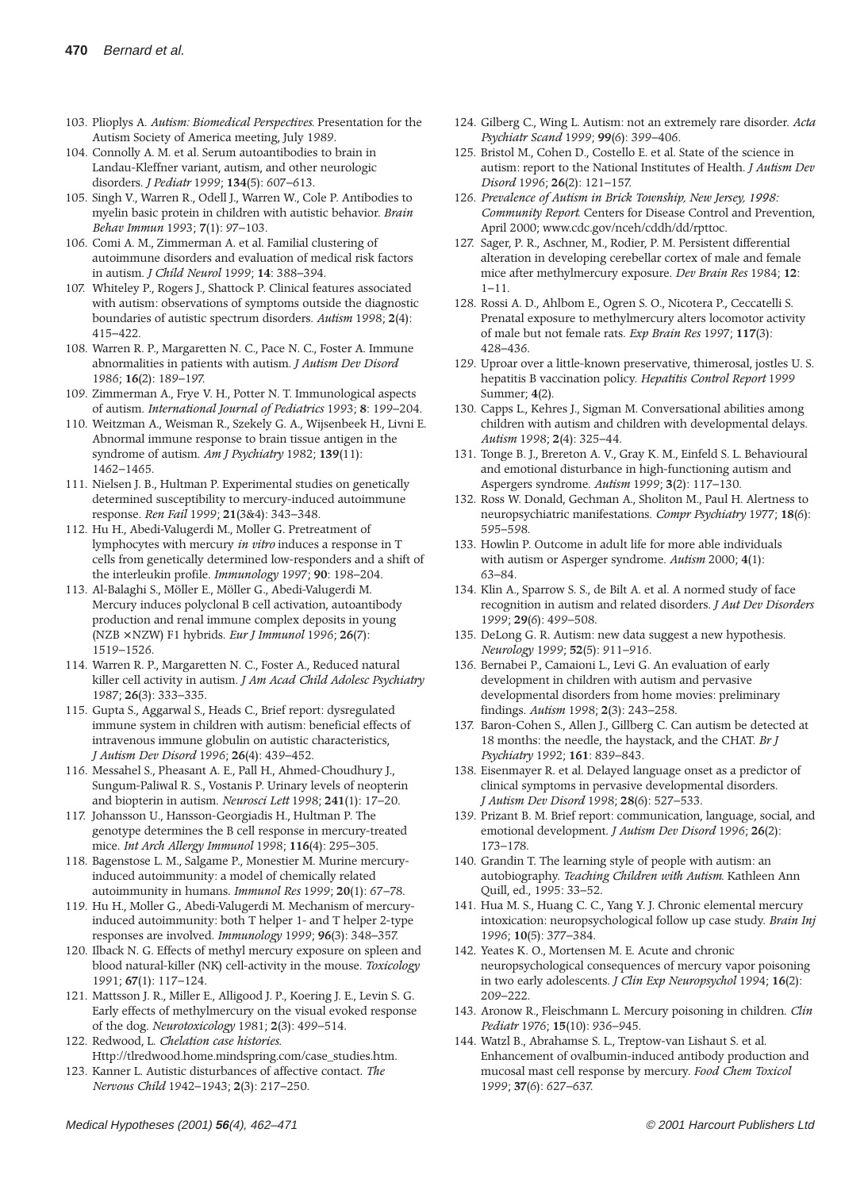103. Plioplys A. *Autism: Biomedical Perspectives*. Presentation for the Autism Society of America meeting, July 1989.
104. Connolly A. M. et al. Serum autoantibodies to brain in Landau-Kleffner variant, autism, and other neurologic disorders. *J Pediatr* 1999; **134**(5): 607–613.
105. Singh V., Warren R., Odell J., Warren W., Cole P. Antibodies to myelin basic protein in children with autistic behavior. *Brain Behav Immun* 1993; **7**(1): 97–103.
106. Comi A. M., Zimmerman A. et al. Familial clustering of autoimmune disorders and evaluation of medical risk factors in autism. *J Child Neurol* 1999; **14**: 388–394.
107. Whiteley P., Rogers J., Shattock P. Clinical features associated with autism: observations of symptoms outside the diagnostic boundaries of autistic spectrum disorders. *Autism* 1998; **2**(4): 415–422.
108. Warren R. P., Margaretten N. C., Pace N. C., Foster A. Immune abnormalities in patients with autism. *J Autism Dev Disord* 1986; **16**(2): 189–197.
109. Zimmerman A., Frye V. H., Potter N. T. Immunological aspects of autism. *International Journal of Pediatrics* 1993; **8**: 199–204.
110. Weitzman A., Weisman R., Szekely G. A., Wijsenbeek H., Livni E. Abnormal immune response to brain tissue antigen in the syndrome of autism. *Am J Psychiatry* 1982; **139**(11): 1462–1465.
111. Nielsen J. B., Hultman P. Experimental studies on genetically determined susceptibility to mercury-induced autoimmune response. *Ren Fail* 1999; **21**(3&4): 343–348.
112. Hu H., Abedi-Valugerdi M., Moller G. Pretreatment of lymphocytes with mercury *in vitro* induces a response in T cells from genetically determined low-responders and a shift of the interleukin profile. *Immunology* 1997; **90**: 198–204.
113. Al-Balaghi S., Möller E., Möller G., Abedi-Valugerdi M. Mercury induces polyclonal B cell activation, autoantibody production and renal immune complex deposits in young (NZB × NZW) F1 hybrids. *Eur J Immunol* 1996; **26**(7): 1519–1526.
114. Warren R. P., Margaretten N. C., Foster A., Reduced natural killer cell activity in autism. *J Am Acad Child Adolesc Psychiatry* 1987; **26**(3): 333–335.
115. Gupta S., Aggarwal S., Heads C., Brief report: dysregulated immune system in children with autism: beneficial effects of intravenous immune globulin on autistic characteristics, *J Autism Dev Disord* 1996; **26**(4): 439–452.
116. Messahel S., Pheasant A. E., Pall H., Ahmed-Choudhury J., Sungum-Paliwal R. S., Vostanis P. Urinary levels of neopterin and biopterin in autism. *Neurosci Lett* 1998; **241**(1): 17–20.
117. Johansson U., Hansson-Georgiadis H., Hultman P. The genotype determines the B cell response in mercury-treated mice. *Int Arch Allergy Immunol* 1998; **116**(4): 295–305.
118. Bagenstose L. M., Salgame P., Monestier M. Murine mercury-induced autoimmunity: a model of chemically related autoimmunity in humans. *Immunol Res* 1999; **20**(1): 67–78.
119. Hu H., Moller G., Abedi-Valugerdi M. Mechanism of mercury-induced autoimmunity: both T helper 1- and T helper 2-type responses are involved. *Immunology* 1999; **96**(3): 348–357.
120. Ilback N. G. Effects of methyl mercury exposure on spleen and blood natural-killer (NK) cell-activity in the mouse. *Toxicology* 1991; **67**(1): 117–124.
121. Mattsson J. R., Miller E., Alligood J. P., Koering J. E., Levin S. G. Early effects of methylmercury on the visual evoked response of the dog. *Neurotoxicology* 1981; **2**(3): 499–514.
122. Redwood, L. *Chelation case histories.* Http://tlredwood.home.mindspring.com/case_studies.htm.
123. Kanner L. Autistic disturbances of affective contact. *The Nervous Child* 1942–1943; **2**(3): 217–250.
124. Gilberg C., Wing L. Autism: not an extremely rare disorder. *Acta Psychiatr Scand* 1999; **99**(6): 399–406.
125. Bristol M., Cohen D., Costello E. et al. State of the science in autism: report to the National Institutes of Health. *J Autism Dev Disord* 1996; **26**(2): 121–157.
126. *Prevalence of Autism in Brick Township, New Jersey, 1998: Community Report.* Centers for Disease Control and Prevention, April 2000; www.cdc.gov/nceh/cddh/dd/rpttoc.
127. Sager, P. R., Aschner, M., Rodier, P. M. Persistent differential alteration in developing cerebellar cortex of male and female mice after methylmercury exposure. *Dev Brain Res* 1984; **12**: 1–11.
128. Rossi A. D., Ahlbom E., Ogren S. O., Nicotera P., Ceccatelli S. Prenatal exposure to methylmercury alters locomotor activity of male but not female rats. *Exp Brain Res* 1997; **117**(3): 428–436.
129. Uproar over a little-known preservative, thimerosal, jostles U. S. hepatitis B vaccination policy. *Hepatitis Control Report* 1999 Summer; **4**(2).
130. Capps L., Kehres J., Sigman M. Conversational abilities among children with autism and children with developmental delays. *Autism* 1998; **2**(4): 325–44.
131. Tonge B. J., Brereton A. V., Gray K. M., Einfeld S. L. Behavioural and emotional disturbance in high-functioning autism and Aspergers syndrome. *Autism* 1999; **3**(2): 117–130.
132. Ross W. Donald, Gechman A., Sholiton M., Paul H. Alertness to neuropsychiatric manifestations. *Compr Psychiatry* 1977; **18**(6): 595–598.
133. Howlin P. Outcome in adult life for more able individuals with autism or Asperger syndrome. *Autism* 2000; **4**(1): 63–84.
134. Klin A., Sparrow S. S., de Bilt A. et al. A normed study of face recognition in autism and related disorders. *J Aut Dev Disorders* 1999; **29**(6): 499–508.
135. DeLong G. R. Autism: new data suggest a new hypothesis. *Neurology* 1999; **52**(5): 911–916.
136. Bernabei P., Camaioni L., Levi G. An evaluation of early development in children with autism and pervasive developmental disorders from home movies: preliminary findings. *Autism* 1998; **2**(3): 243–258.
137. Baron-Cohen S., Allen J., Gillberg C. Can autism be detected at 18 months: the needle, the haystack, and the CHAT. *Br J Psychiatry* 1992; **161**: 839–843.
138. Eisenmayer R. et al. Delayed language onset as a predictor of clinical symptoms in pervasive developmental disorders. *J Autism Dev Disord* 1998; **28**(6): 527–533.
139. Prizant B. M. Brief report: communication, language, social, and emotional development. *J Autism Dev Disord* 1996; **26**(2): 173–178.
140. Grandin T. The learning style of people with autism: an autobiography. *Teaching Children with Autism.* Kathleen Ann Quill, ed., 1995: 33–52.
141. Hua M. S., Huang C. C., Yang Y. J. Chronic elemental mercury intoxication: neuropsychological follow up case study. *Brain Inj* 1996; **10**(5): 377–384.
142. Yeates K. O., Mortensen M. E. Acute and chronic neuropsychological consequences of mercury vapor poisoning in two early adolescents. *J Clin Exp Neuropsychol* 1994; **16**(2): 209–222.
143. Aronow R., Fleischmann L. Mercury poisoning in children. *Clin Pediatr* 1976; **15**(10): 936–945.
144. Watzl B., Abrahamse S. L., Treptow-van Lishaut S. et al. Enhancement of ovalbumin-induced antibody production and mucosal mast cell response by mercury. *Food Chem Toxicol* 1999; **37**(6): 627–637.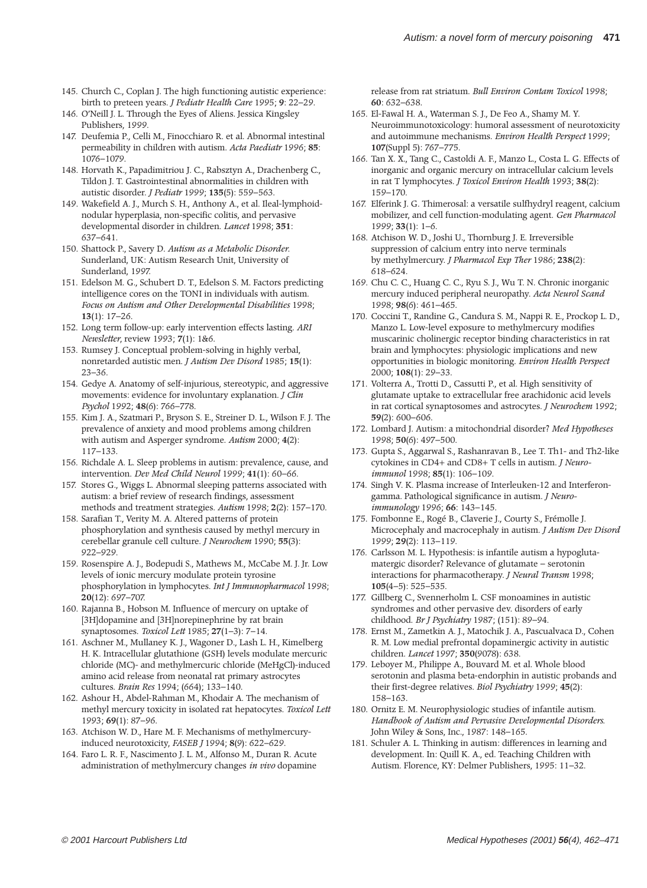145. Church C., Coplan J. The high functioning autistic experience: birth to preteen years. *J Pediatr Health Care* 1995; **9**: 22–29.
146. O'Neill J. L. Through the Eyes of Aliens. Jessica Kingsley Publishers, 1999.
147. Deufemia P., Celli M., Finocchiaro R. et al. Abnormal intestinal permeability in children with autism. *Acta Paediatr* 1996; **85**: 1076–1079.
148. Horvath K., Papadimitriou J. C., Rabsztyn A., Drachenberg C., Tildon J. T. Gastrointestinal abnormalities in children with autistic disorder. *J Pediatr* 1999; **135**(5): 559–563.
149. Wakefield A. J., Murch S. H., Anthony A., et al. Ileal-lymphoid-nodular hyperplasia, non-specific colitis, and pervasive developmental disorder in children. *Lancet* 1998; **351**: 637–641.
150. Shattock P., Savery D. *Autism as a Metabolic Disorder.* Sunderland, UK: Autism Research Unit, University of Sunderland, 1997.
151. Edelson M. G., Schubert D. T., Edelson S. M. Factors predicting intelligence cores on the TONI in individuals with autism. *Focus on Autism and Other Developmental Disabilities* 1998; **13**(1): 17–26.
152. Long term follow-up: early intervention effects lasting. *ARI Newsletter*, review 1993; **7**(1): 1&6.
153. Rumsey J. Conceptual problem-solving in highly verbal, nonretarded autistic men. *J Autism Dev Disord* 1985; **15**(1): 23–36.
154. Gedye A. Anatomy of self-injurious, stereotypic, and aggressive movements: evidence for involuntary explanation. *J Clin Psychol* 1992; **48**(6): 766–778.
155. Kim J. A., Szatmari P., Bryson S. E., Streiner D. L., Wilson F. J. The prevalence of anxiety and mood problems among children with autism and Asperger syndrome. *Autism* 2000; **4**(2): 117–133.
156. Richdale A. L. Sleep problems in autism: prevalence, cause, and intervention. *Dev Med Child Neurol* 1999; **41**(1): 60–66.
157. Stores G., Wiggs L. Abnormal sleeping patterns associated with autism: a brief review of research findings, assessment methods and treatment strategies. *Autism* 1998; **2**(2): 157–170.
158. Sarafian T., Verity M. A. Altered patterns of protein phosphorylation and synthesis caused by methyl mercury in cerebellar granule cell culture. *J Neurochem* 1990; **55**(3): 922–929.
159. Rosenspire A. J., Bodepudi S., Mathews M., McCabe M. J. Jr. Low levels of ionic mercury modulate protein tyrosine phosphorylation in lymphocytes. *Int J Immunopharmacol* 1998; **20**(12): 697–707.
160. Rajanna B., Hobson M. Influence of mercury on uptake of [3H]dopamine and [3H]norepinephrine by rat brain synaptosomes. *Toxicol Lett* 1985; **27**(1–3): 7–14.
161. Aschner M., Mullaney K. J., Wagoner D., Lash L. H., Kimelberg H. K. Intracellular glutathione (GSH) levels modulate mercuric chloride (MC)- and methylmercuric chloride (MeHgCl)-induced amino acid release from neonatal rat primary astrocytes cultures. *Brain Res* 1994; (664); 133–140.
162. Ashour H., Abdel-Rahman M., Khodair A. The mechanism of methyl mercury toxicity in isolated rat hepatocytes. *Toxicol Lett* 1993; **69**(1): 87–96.
163. Atchison W. D., Hare M. F. Mechanisms of methylmercury-induced neurotoxicity, *FASEB J* 1994; **8**(9): 622–629.
164. Faro L. R. F., Nascimento J. L. M., Alfonso M., Duran R. Acute administration of methylmercury changes *in vivo* dopamine release from rat striatum. *Bull Environ Contam Toxicol* 1998; **60**: 632–638.
165. El-Fawal H. A., Waterman S. J., De Feo A., Shamy M. Y. Neuroimmunotoxicology: humoral assessment of neurotoxicity and autoimmune mechanisms. *Environ Health Perspect* 1999; **107**(Suppl 5): 767–775.
166. Tan X. X., Tang C., Castoldi A. F., Manzo L., Costa L. G. Effects of inorganic and organic mercury on intracellular calcium levels in rat T lymphocytes. *J Toxicol Environ Health* 1993; **38**(2): 159–170.
167. Elferink J. G. Thimerosal: a versatile sulfhydryl reagent, calcium mobilizer, and cell function-modulating agent. *Gen Pharmacol* 1999; **33**(1): 1–6.
168. Atchison W. D., Joshi U., Thornburg J. E. Irreversible suppression of calcium entry into nerve terminals by methylmercury. *J Pharmacol Exp Ther* 1986; **238**(2): 618–624.
169. Chu C. C., Huang C. C., Ryu S. J., Wu T. N. Chronic inorganic mercury induced peripheral neuropathy. *Acta Neurol Scand* 1998; **98**(6): 461–465.
170. Coccini T., Randine G., Candura S. M., Nappi R. E., Prockop L. D., Manzo L. Low-level exposure to methylmercury modifies muscarinic cholinergic receptor binding characteristics in rat brain and lymphocytes: physiologic implications and new opportunities in biologic monitoring. *Environ Health Perspect* 2000; **108**(1): 29–33.
171. Volterra A., Trotti D., Cassutti P., et al. High sensitivity of glutamate uptake to extracellular free arachidonic acid levels in rat cortical synaptosomes and astrocytes. *J Neurochem* 1992; **59**(2): 600–606.
172. Lombard J. Autism: a mitochondrial disorder? *Med Hypotheses* 1998; **50**(6): 497–500.
173. Gupta S., Aggarwal S., Rashanravan B., Lee T. Th1- and Th2-like cytokines in CD4+ and CD8+ T cells in autism. *J Neuroimmunol* 1998; **85**(1): 106–109.
174. Singh V. K. Plasma increase of Interleuken-12 and Interferon-gamma. Pathological significance in autism. *J Neuroimmunology* 1996; **66**: 143–145.
175. Fombonne E., Rogé B., Claverie J., Courty S., Frémolle J. Microcephaly and macrocephaly in autism. *J Autism Dev Disord* 1999; **29**(2): 113–119.
176. Carlsson M. L. Hypothesis: is infantile autism a hypoglutamatergic disorder? Relevance of glutamate – serotonin interactions for pharmacotherapy. *J Neural Transm* 1998; **105**(4–5): 525–535.
177. Gillberg C., Svennerholm L. CSF monoamines in autistic syndromes and other pervasive dev. disorders of early childhood. *Br J Psychiatry* 1987; (151): 89–94.
178. Ernst M., Zametkin A. J., Matochik J. A., Pascualvaca D., Cohen R. M. Low medial prefrontal dopaminergic activity in autistic children. *Lancet* 1997; **350**(9078): 638.
179. Leboyer M., Philippe A., Bouvard M. et al. Whole blood serotonin and plasma beta-endorphin in autistic probands and their first-degree relatives. *Biol Psychiatry* 1999; **45**(2): 158–163.
180. Ornitz E. M. Neurophysiologic studies of infantile autism. *Handbook of Autism and Pervasive Developmental Disorders.* John Wiley & Sons, Inc., 1987: 148–165.
181. Schuler A. L. Thinking in autism: differences in learning and development. In: Quill K. A., ed. Teaching Children with Autism. Florence, KY: Delmer Publishers, 1995: 11–32.